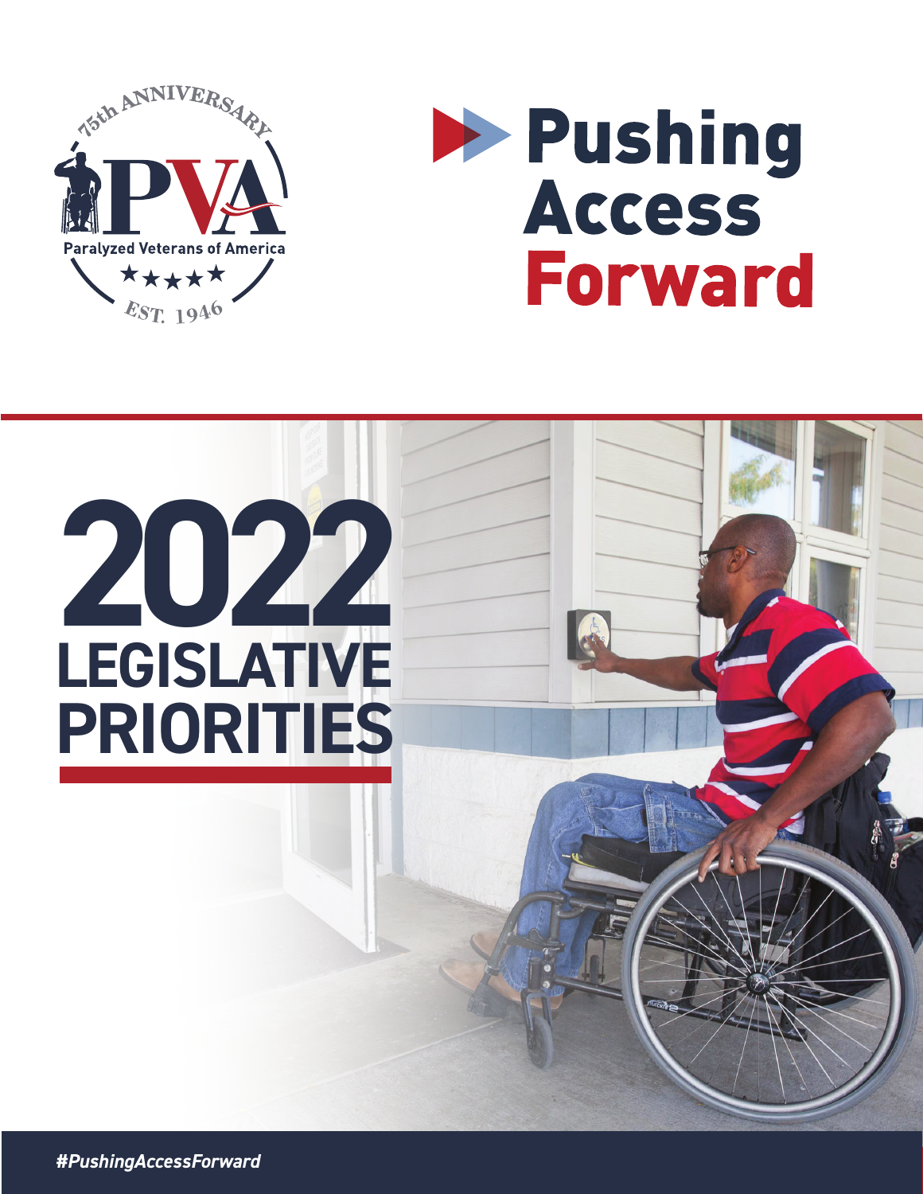75th ANNIVERSARY

PVA

Paralyzed Veterans of America

EST. 1946

# Pushing Access Forward

# 2022 LEGISLATIVE PRIORITIES

#PushingAccessForward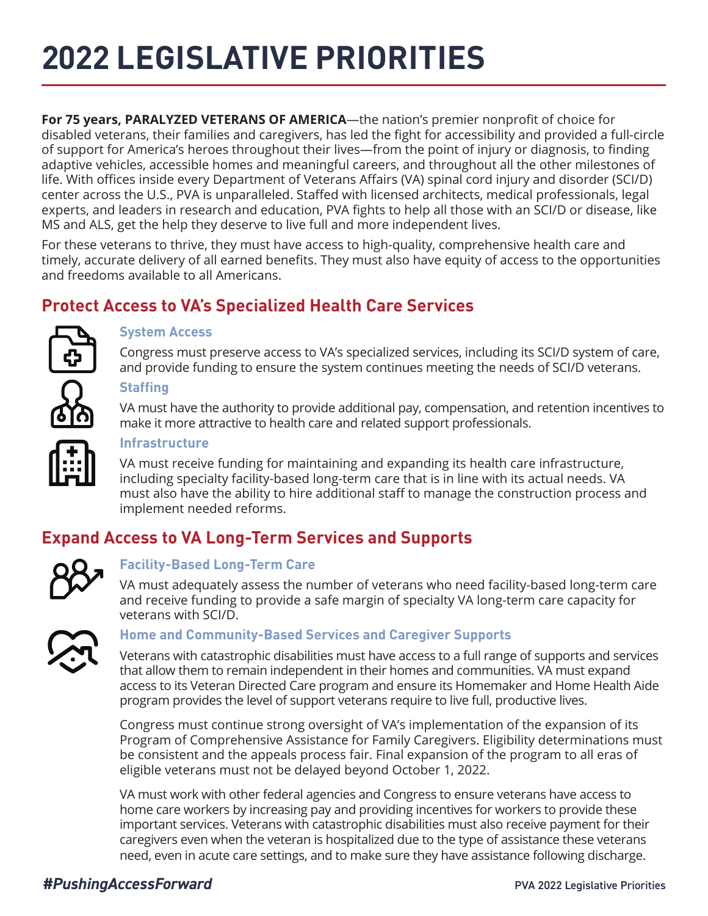# 2022 LEGISLATIVE PRIORITIES

**For 75 years, PARALYZED VETERANS OF AMERICA**—the nation's premier nonprofit of choice for disabled veterans, their families and caregivers, has led the fight for accessibility and provided a full-circle of support for America's heroes throughout their lives—from the point of injury or diagnosis, to finding adaptive vehicles, accessible homes and meaningful careers, and throughout all the other milestones of life. With offices inside every Department of Veterans Affairs (VA) spinal cord injury and disorder (SCI/D) center across the U.S., PVA is unparalleled. Staffed with licensed architects, medical professionals, legal experts, and leaders in research and education, PVA fights to help all those with an SCI/D or disease, like MS and ALS, get the help they deserve to live full and more independent lives.

For these veterans to thrive, they must have access to high-quality, comprehensive health care and timely, accurate delivery of all earned benefits. They must also have equity of access to the opportunities and freedoms available to all Americans.

## Protect Access to VA's Specialized Health Care Services

### System Access

Congress must preserve access to VA's specialized services, including its SCI/D system of care, and provide funding to ensure the system continues meeting the needs of SCI/D veterans.

### Staffing

VA must have the authority to provide additional pay, compensation, and retention incentives to make it more attractive to health care and related support professionals.

### Infrastructure

VA must receive funding for maintaining and expanding its health care infrastructure, including specialty facility-based long-term care that is in line with its actual needs. VA must also have the ability to hire additional staff to manage the construction process and implement needed reforms.

## Expand Access to VA Long-Term Services and Supports

### Facility-Based Long-Term Care

VA must adequately assess the number of veterans who need facility-based long-term care and receive funding to provide a safe margin of specialty VA long-term care capacity for veterans with SCI/D.

### Home and Community-Based Services and Caregiver Supports

Veterans with catastrophic disabilities must have access to a full range of supports and services that allow them to remain independent in their homes and communities. VA must expand access to its Veteran Directed Care program and ensure its Homemaker and Home Health Aide program provides the level of support veterans require to live full, productive lives.

Congress must continue strong oversight of VA's implementation of the expansion of its Program of Comprehensive Assistance for Family Caregivers. Eligibility determinations must be consistent and the appeals process fair. Final expansion of the program to all eras of eligible veterans must not be delayed beyond October 1, 2022.

VA must work with other federal agencies and Congress to ensure veterans have access to home care workers by increasing pay and providing incentives for workers to provide these important services. Veterans with catastrophic disabilities must also receive payment for their caregivers even when the veteran is hospitalized due to the type of assistance these veterans need, even in acute care settings, and to make sure they have assistance following discharge.

*#PushingAccessForward*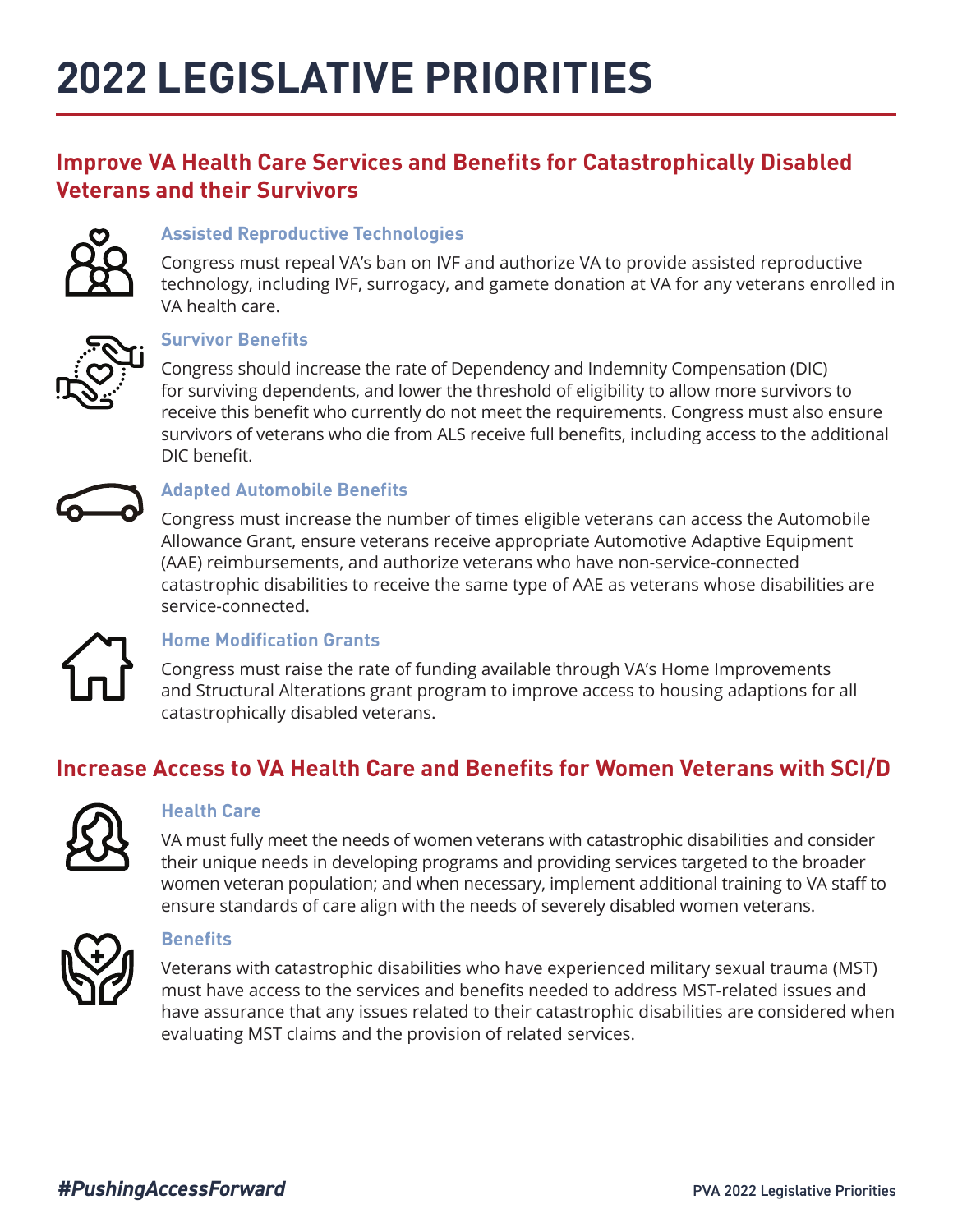# 2022 LEGISLATIVE PRIORITIES

## Improve VA Health Care Services and Benefits for Catastrophically Disabled Veterans and their Survivors

### Assisted Reproductive Technologies

Congress must repeal VA's ban on IVF and authorize VA to provide assisted reproductive technology, including IVF, surrogacy, and gamete donation at VA for any veterans enrolled in VA health care.

### Survivor Benefits

Congress should increase the rate of Dependency and Indemnity Compensation (DIC) for surviving dependents, and lower the threshold of eligibility to allow more survivors to receive this benefit who currently do not meet the requirements. Congress must also ensure survivors of veterans who die from ALS receive full benefits, including access to the additional DIC benefit.

### Adapted Automobile Benefits

Congress must increase the number of times eligible veterans can access the Automobile Allowance Grant, ensure veterans receive appropriate Automotive Adaptive Equipment (AAE) reimbursements, and authorize veterans who have non-service-connected catastrophic disabilities to receive the same type of AAE as veterans whose disabilities are service-connected.

### Home Modification Grants

Congress must raise the rate of funding available through VA's Home Improvements and Structural Alterations grant program to improve access to housing adaptions for all catastrophically disabled veterans.

## Increase Access to VA Health Care and Benefits for Women Veterans with SCI/D

### Health Care

VA must fully meet the needs of women veterans with catastrophic disabilities and consider their unique needs in developing programs and providing services targeted to the broader women veteran population; and when necessary, implement additional training to VA staff to ensure standards of care align with the needs of severely disabled women veterans.

### Benefits

Veterans with catastrophic disabilities who have experienced military sexual trauma (MST) must have access to the services and benefits needed to address MST-related issues and have assurance that any issues related to their catastrophic disabilities are considered when evaluating MST claims and the provision of related services.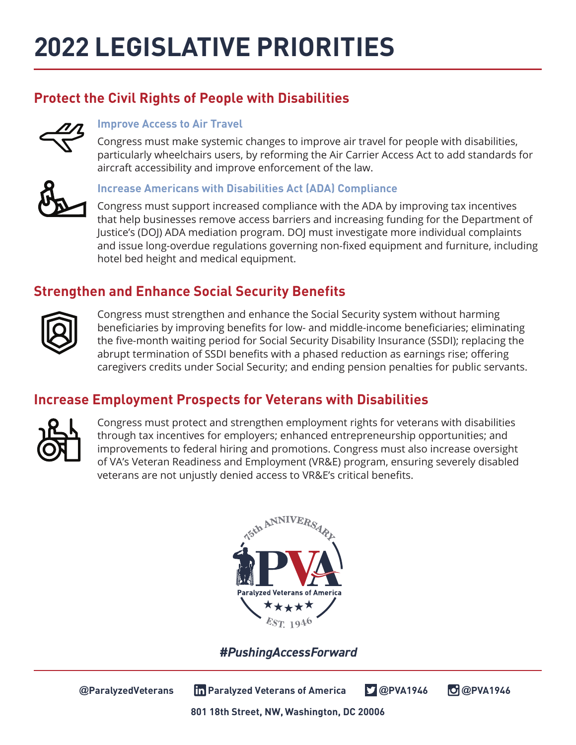# 2022 LEGISLATIVE PRIORITIES

## Protect the Civil Rights of People with Disabilities

### Improve Access to Air Travel

Congress must make systemic changes to improve air travel for people with disabilities, particularly wheelchairs users, by reforming the Air Carrier Access Act to add standards for aircraft accessibility and improve enforcement of the law.

### Increase Americans with Disabilities Act (ADA) Compliance

Congress must support increased compliance with the ADA by improving tax incentives that help businesses remove access barriers and increasing funding for the Department of Justice's (DOJ) ADA mediation program. DOJ must investigate more individual complaints and issue long-overdue regulations governing non-fixed equipment and furniture, including hotel bed height and medical equipment.

## Strengthen and Enhance Social Security Benefits

Congress must strengthen and enhance the Social Security system without harming beneficiaries by improving benefits for low- and middle-income beneficiaries; eliminating the five-month waiting period for Social Security Disability Insurance (SSDI); replacing the abrupt termination of SSDI benefits with a phased reduction as earnings rise; offering caregivers credits under Social Security; and ending pension penalties for public servants.

## Increase Employment Prospects for Veterans with Disabilities

Congress must protect and strengthen employment rights for veterans with disabilities through tax incentives for employers; enhanced entrepreneurship opportunities; and improvements to federal hiring and promotions. Congress must also increase oversight of VA's Veteran Readiness and Employment (VR&E) program, ensuring severely disabled veterans are not unjustly denied access to VR&E's critical benefits.

75th ANNIVERSARY

PVA

Paralyzed Veterans of America

EST. 1946

***#PushingAccessForward***

@ParalyzedVeterans | Paralyzed Veterans of America | @PVA1946 | @PVA1946

801 18th Street, NW, Washington, DC 20006